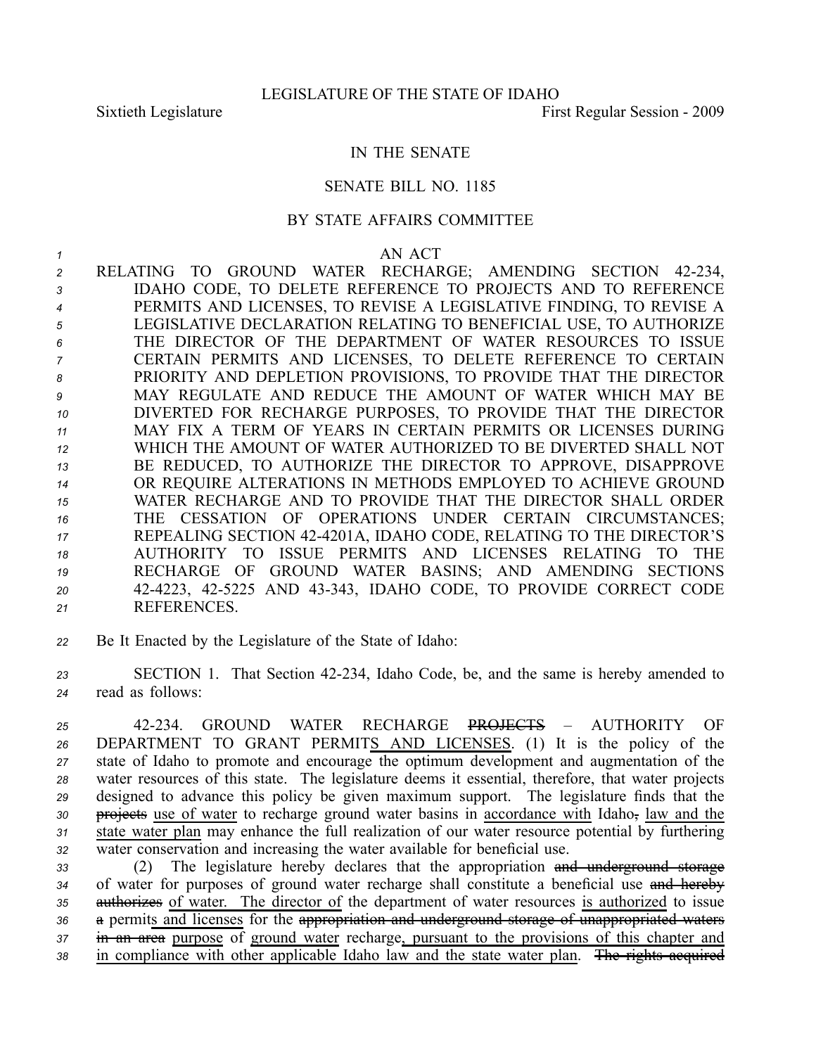LEGISLATURE OF THE STATE OF IDAHO

Sixtieth Legislature First Regular Session - 2009

IN THE SENATE

SENATE BILL NO. 1185

BY STATE AFFAIRS COMMITTEE

AN ACT

RELATING TO GROUND WATER RECHARGE; AMENDING SECTION 42-234, IDAHO CODE, TO DELETE REFERENCE TO PROJECTS AND TO REFERENCE PERMITS AND LICENSES, TO REVISE A LEGISLATIVE FINDING, TO REVISE A LEGISLATIVE DECLARATION RELATING TO BENEFICIAL USE, TO AUTHORIZE THE DIRECTOR OF THE DEPARTMENT OF WATER RESOURCES TO ISSUE CERTAIN PERMITS AND LICENSES, TO DELETE REFERENCE TO CERTAIN PRIORITY AND DEPLETION PROVISIONS, TO PROVIDE THAT THE DIRECTOR MAY REGULATE AND REDUCE THE AMOUNT OF WATER WHICH MAY BE DIVERTED FOR RECHARGE PURPOSES, TO PROVIDE THAT THE DIRECTOR MAY FIX A TERM OF YEARS IN CERTAIN PERMITS OR LICENSES DURING WHICH THE AMOUNT OF WATER AUTHORIZED TO BE DIVERTED SHALL NOT BE REDUCED, TO AUTHORIZE THE DIRECTOR TO APPROVE, DISAPPROVE OR REQUIRE ALTERATIONS IN METHODS EMPLOYED TO ACHIEVE GROUND WATER RECHARGE AND TO PROVIDE THAT THE DIRECTOR SHALL ORDER THE CESSATION OF OPERATIONS UNDER CERTAIN CIRCUMSTANCES; REPEALING SECTION 42-4201A, IDAHO CODE, RELATING TO THE DIRECTOR'S AUTHORITY TO ISSUE PERMITS AND LICENSES RELATING TO THE RECHARGE OF GROUND WATER BASINS; AND AMENDING SECTIONS 42-4223, 42-5225 AND 43-343, IDAHO CODE, TO PROVIDE CORRECT CODE REFERENCES.

Be It Enacted by the Legislature of the State of Idaho:

SECTION 1. That Section 42-234, Idaho Code, be, and the same is hereby amended to read as follows:

42-234. GROUND WATER RECHARGE ~~PROJECTS~~ – AUTHORITY OF DEPARTMENT TO GRANT PERMIT<u>S AND LICENSES</u>. (1) It is the policy of the state of Idaho to promote and encourage the optimum development and augmentation of the water resources of this state. The legislature deems it essential, therefore, that water projects designed to advance this policy be given maximum support. The legislature finds that the ~~projects~~ <u>use of water</u> to recharge ground water basins in <u>accordance with</u> Idaho~~,~~ <u>law and the state water plan</u> may enhance the full realization of our water resource potential by furthering water conservation and increasing the water available for beneficial use.

(2) The legislature hereby declares that the appropriation ~~and underground storage~~ of water for purposes of ground water recharge shall constitute a beneficial use ~~and hereby authorizes~~ <u>of water. The director of</u> the department of water resources <u>is authorized</u> to issue ~~a~~ permit<u>s and licenses</u> for the ~~appropriation and underground storage of unappropriated waters in an area~~ <u>purpose</u> of <u>ground water</u> recharge<u>, pursuant to the provisions of this chapter and in compliance with other applicable Idaho law and the state water plan</u>. ~~The rights acquired~~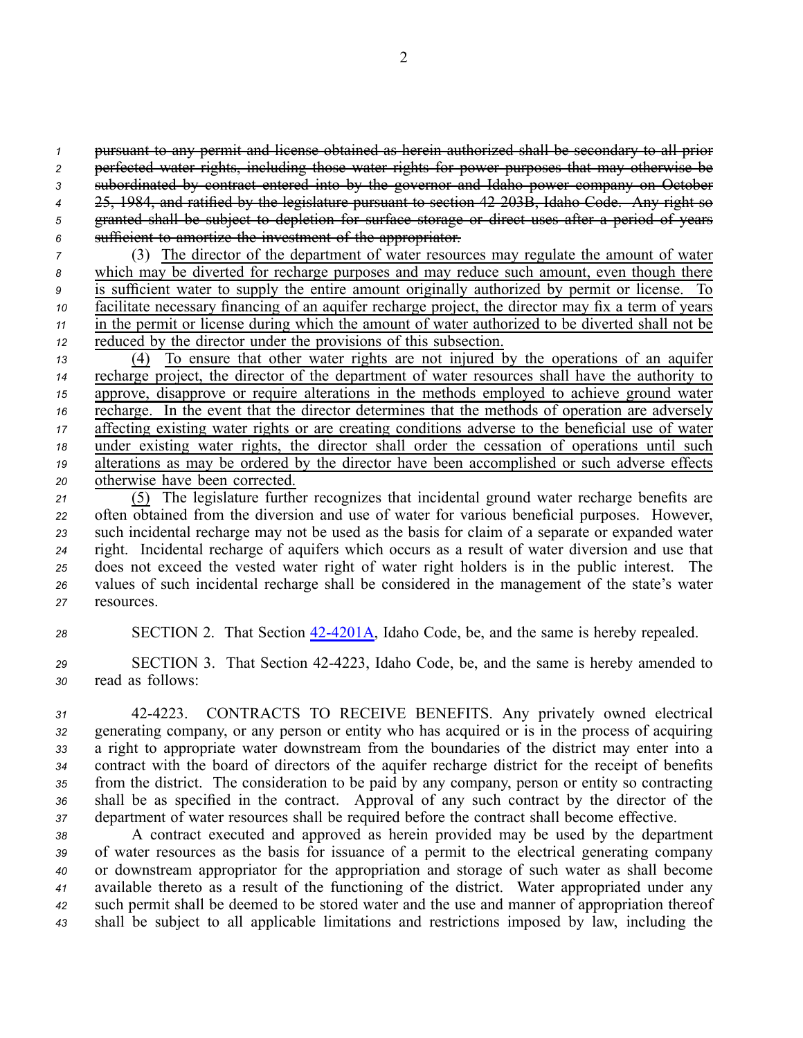~~pursuant to any permit and license obtained as herein authorized shall be secondary to all prior perfected water rights, including those water rights for power purposes that may otherwise be subordinated by contract entered into by the governor and Idaho power company on October 25, 1984, and ratified by the legislature pursuant to section 42-203B, Idaho Code. Any right so granted shall be subject to depletion for surface storage or direct uses after a period of years sufficient to amortize the investment of the appropriator.~~

(3) <u>The director of the department of water resources may regulate the amount of water which may be diverted for recharge purposes and may reduce such amount, even though there is sufficient water to supply the entire amount originally authorized by permit or license. To facilitate necessary financing of an aquifer recharge project, the director may fix a term of years in the permit or license during which the amount of water authorized to be diverted shall not be reduced by the director under the provisions of this subsection.</u>

<u>(4) To ensure that other water rights are not injured by the operations of an aquifer recharge project, the director of the department of water resources shall have the authority to approve, disapprove or require alterations in the methods employed to achieve ground water recharge. In the event that the director determines that the methods of operation are adversely affecting existing water rights or are creating conditions adverse to the beneficial use of water under existing water rights, the director shall order the cessation of operations until such alterations as may be ordered by the director have been accomplished or such adverse effects otherwise have been corrected.</u>

<u>(5)</u> The legislature further recognizes that incidental ground water recharge benefits are often obtained from the diversion and use of water for various beneficial purposes. However, such incidental recharge may not be used as the basis for claim of a separate or expanded water right. Incidental recharge of aquifers which occurs as a result of water diversion and use that does not exceed the vested water right of water right holders is in the public interest. The values of such incidental recharge shall be considered in the management of the state's water resources.

SECTION 2. That Section 42-4201A, Idaho Code, be, and the same is hereby repealed.

SECTION 3. That Section 42-4223, Idaho Code, be, and the same is hereby amended to read as follows:

42-4223. CONTRACTS TO RECEIVE BENEFITS. Any privately owned electrical generating company, or any person or entity who has acquired or is in the process of acquiring a right to appropriate water downstream from the boundaries of the district may enter into a contract with the board of directors of the aquifer recharge district for the receipt of benefits from the district. The consideration to be paid by any company, person or entity so contracting shall be as specified in the contract. Approval of any such contract by the director of the department of water resources shall be required before the contract shall become effective.

A contract executed and approved as herein provided may be used by the department of water resources as the basis for issuance of a permit to the electrical generating company or downstream appropriator for the appropriation and storage of such water as shall become available thereto as a result of the functioning of the district. Water appropriated under any such permit shall be deemed to be stored water and the use and manner of appropriation thereof shall be subject to all applicable limitations and restrictions imposed by law, including the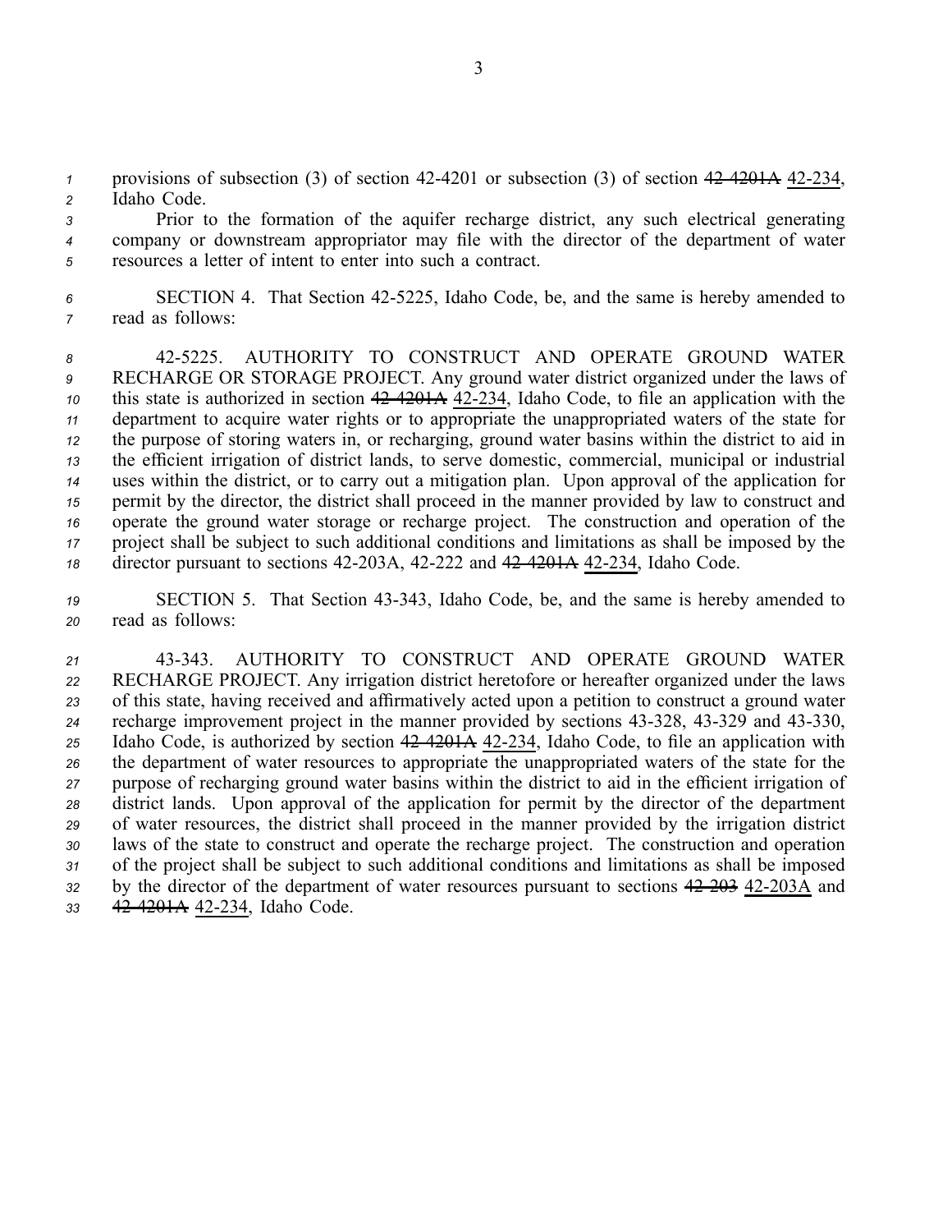provisions of subsection (3) of section 42-4201 or subsection (3) of section ~~42-4201A~~ 42-234, Idaho Code.

Prior to the formation of the aquifer recharge district, any such electrical generating company or downstream appropriator may file with the director of the department of water resources a letter of intent to enter into such a contract.

SECTION 4. That Section 42-5225, Idaho Code, be, and the same is hereby amended to read as follows:

42-5225. AUTHORITY TO CONSTRUCT AND OPERATE GROUND WATER RECHARGE OR STORAGE PROJECT. Any ground water district organized under the laws of this state is authorized in section ~~42-4201A~~ 42-234, Idaho Code, to file an application with the department to acquire water rights or to appropriate the unappropriated waters of the state for the purpose of storing waters in, or recharging, ground water basins within the district to aid in the efficient irrigation of district lands, to serve domestic, commercial, municipal or industrial uses within the district, or to carry out a mitigation plan. Upon approval of the application for permit by the director, the district shall proceed in the manner provided by law to construct and operate the ground water storage or recharge project. The construction and operation of the project shall be subject to such additional conditions and limitations as shall be imposed by the director pursuant to sections 42-203A, 42-222 and ~~42-4201A~~ 42-234, Idaho Code.

SECTION 5. That Section 43-343, Idaho Code, be, and the same is hereby amended to read as follows:

43-343. AUTHORITY TO CONSTRUCT AND OPERATE GROUND WATER RECHARGE PROJECT. Any irrigation district heretofore or hereafter organized under the laws of this state, having received and affirmatively acted upon a petition to construct a ground water recharge improvement project in the manner provided by sections 43-328, 43-329 and 43-330, Idaho Code, is authorized by section ~~42-4201A~~ 42-234, Idaho Code, to file an application with the department of water resources to appropriate the unappropriated waters of the state for the purpose of recharging ground water basins within the district to aid in the efficient irrigation of district lands. Upon approval of the application for permit by the director of the department of water resources, the district shall proceed in the manner provided by the irrigation district laws of the state to construct and operate the recharge project. The construction and operation of the project shall be subject to such additional conditions and limitations as shall be imposed by the director of the department of water resources pursuant to sections ~~42-203~~ 42-203A and ~~42-4201A~~ 42-234, Idaho Code.